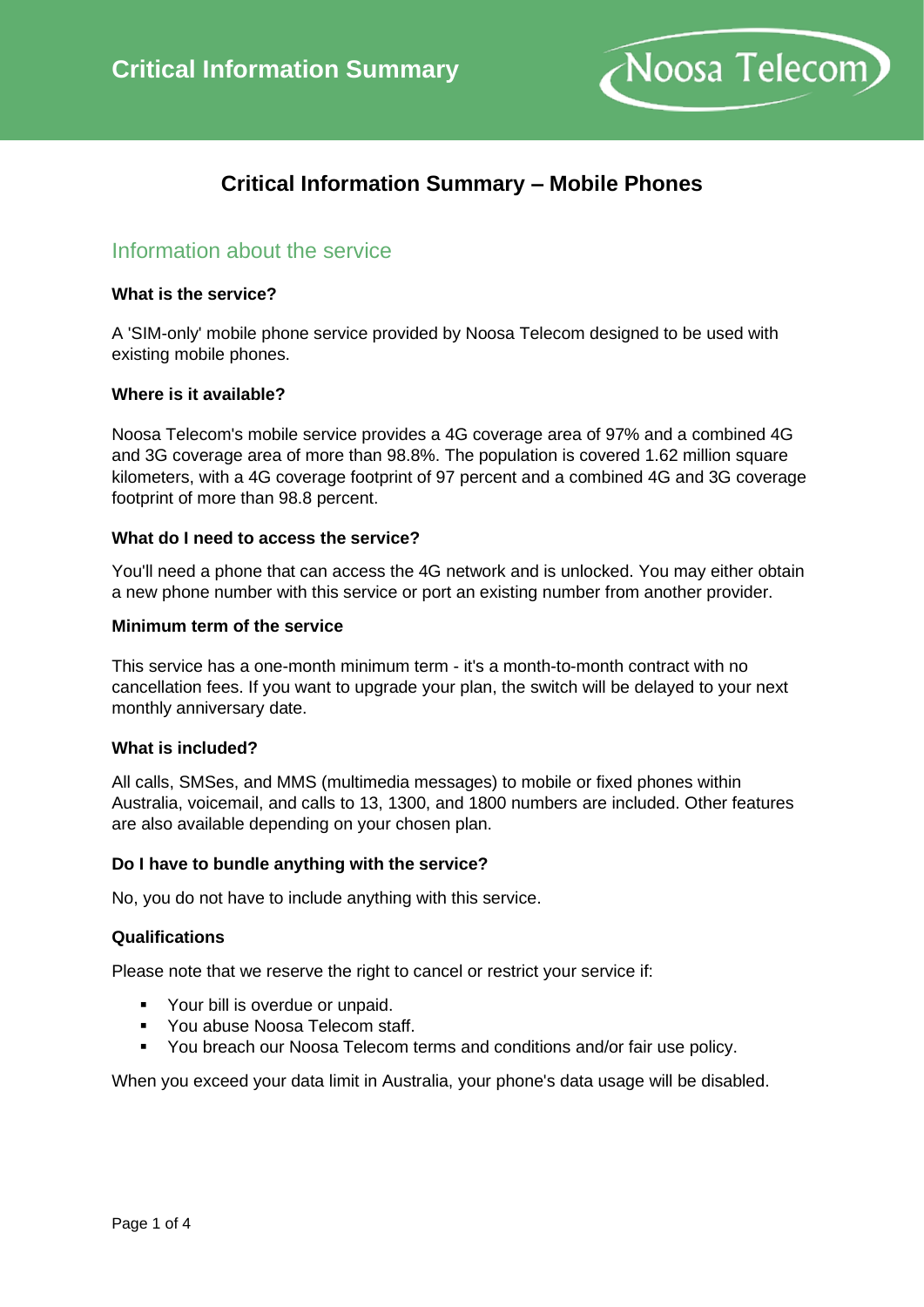# Critical Information Summary

## Critical Information Summary – Mobile Phones

### Information about the service

**What is the service?**

A 'SIM-only' mobile phone service provided by Noosa Telecom designed to be used with existing mobile phones.

**Where is it available?**

Noosa Telecom's mobile service provides a 4G coverage area of 97% and a combined 4G and 3G coverage area of more than 98.8%. The population is covered 1.62 million square kilometers, with a 4G coverage footprint of 97 percent and a combined 4G and 3G coverage footprint of more than 98.8 percent.

**What do I need to access the service?**

You'll need a phone that can access the 4G network and is unlocked. You may either obtain a new phone number with this service or port an existing number from another provider.

**Minimum term of the service**

This service has a one-month minimum term - it's a month-to-month contract with no cancellation fees. If you want to upgrade your plan, the switch will be delayed to your next monthly anniversary date.

**What is included?**

All calls, SMSes, and MMS (multimedia messages) to mobile or fixed phones within Australia, voicemail, and calls to 13, 1300, and 1800 numbers are included. Other features are also available depending on your chosen plan.

**Do I have to bundle anything with the service?**

No, you do not have to include anything with this service.

**Qualifications**

Please note that we reserve the right to cancel or restrict your service if:

- Your bill is overdue or unpaid.
- You abuse Noosa Telecom staff.
- You breach our Noosa Telecom terms and conditions and/or fair use policy.

When you exceed your data limit in Australia, your phone's data usage will be disabled.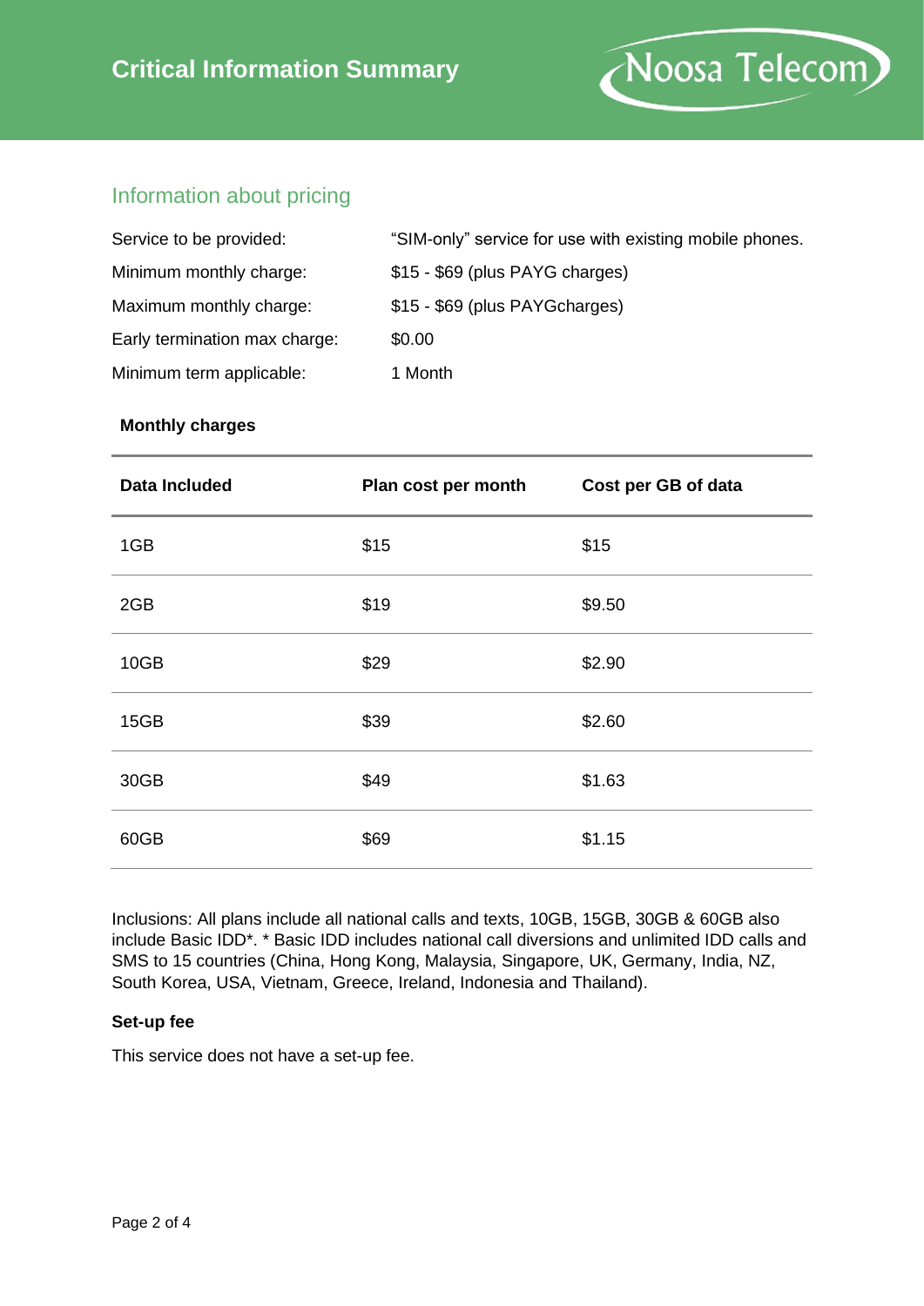# Critical Information Summary

Noosa Telecom

## Information about pricing

| | |
|---|---|
| Service to be provided: | "SIM-only" service for use with existing mobile phones. |
| Minimum monthly charge: | $15 - $69 (plus PAYG charges) |
| Maximum monthly charge: | $15 - $69 (plus PAYGcharges) |
| Early termination max charge: | $0.00 |
| Minimum term applicable: | 1 Month |

**Monthly charges**

| Data Included | Plan cost per month | Cost per GB of data |
|---|---|---|
| 1GB | $15 | $15 |
| 2GB | $19 | $9.50 |
| 10GB | $29 | $2.90 |
| 15GB | $39 | $2.60 |
| 30GB | $49 | $1.63 |
| 60GB | $69 | $1.15 |

Inclusions: All plans include all national calls and texts, 10GB, 15GB, 30GB & 60GB also include Basic IDD*. * Basic IDD includes national call diversions and unlimited IDD calls and SMS to 15 countries (China, Hong Kong, Malaysia, Singapore, UK, Germany, India, NZ, South Korea, USA, Vietnam, Greece, Ireland, Indonesia and Thailand).

**Set-up fee**

This service does not have a set-up fee.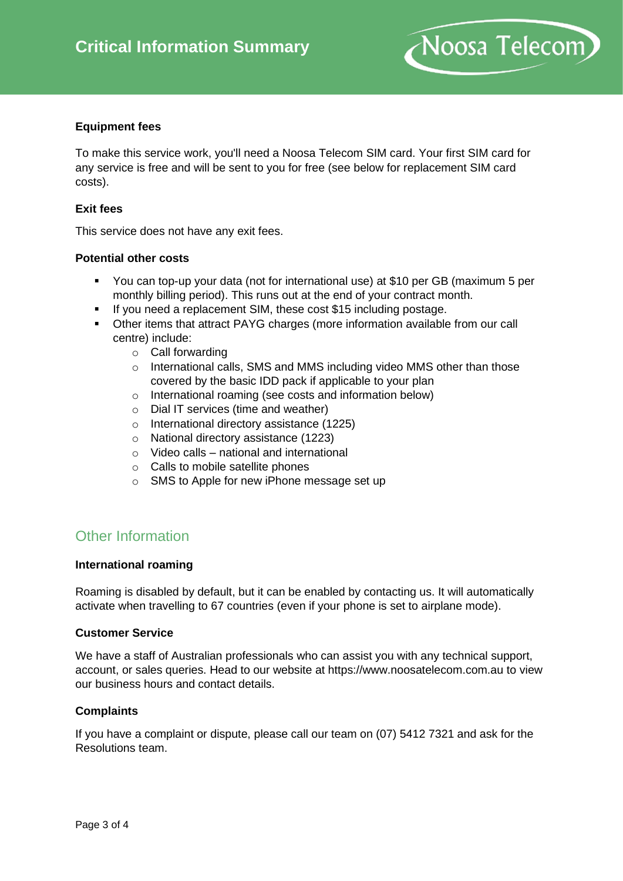# Critical Information Summary

Noosa Telecom

### Equipment fees

To make this service work, you'll need a Noosa Telecom SIM card. Your first SIM card for any service is free and will be sent to you for free (see below for replacement SIM card costs).

### Exit fees

This service does not have any exit fees.

### Potential other costs

- You can top-up your data (not for international use) at $10 per GB (maximum 5 per monthly billing period). This runs out at the end of your contract month.
- If you need a replacement SIM, these cost $15 including postage.
- Other items that attract PAYG charges (more information available from our call centre) include:
  - Call forwarding
  - International calls, SMS and MMS including video MMS other than those covered by the basic IDD pack if applicable to your plan
  - International roaming (see costs and information below)
  - Dial IT services (time and weather)
  - International directory assistance (1225)
  - National directory assistance (1223)
  - Video calls – national and international
  - Calls to mobile satellite phones
  - SMS to Apple for new iPhone message set up

## Other Information

### International roaming

Roaming is disabled by default, but it can be enabled by contacting us. It will automatically activate when travelling to 67 countries (even if your phone is set to airplane mode).

### Customer Service

We have a staff of Australian professionals who can assist you with any technical support, account, or sales queries. Head to our website at https://www.noosatelecom.com.au to view our business hours and contact details.

### Complaints

If you have a complaint or dispute, please call our team on (07) 5412 7321 and ask for the Resolutions team.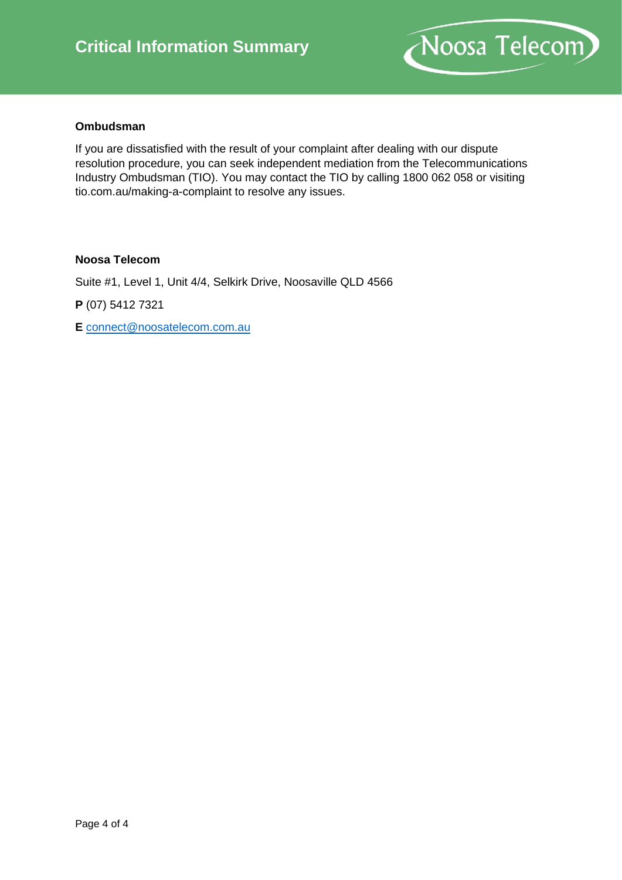### Ombudsman

If you are dissatisfied with the result of your complaint after dealing with our dispute resolution procedure, you can seek independent mediation from the Telecommunications Industry Ombudsman (TIO). You may contact the TIO by calling 1800 062 058 or visiting tio.com.au/making-a-complaint to resolve any issues.

### Noosa Telecom

Suite #1, Level 1, Unit 4/4, Selkirk Drive, Noosaville QLD 4566

**P** (07) 5412 7321

**E** connect@noosatelecom.com.au